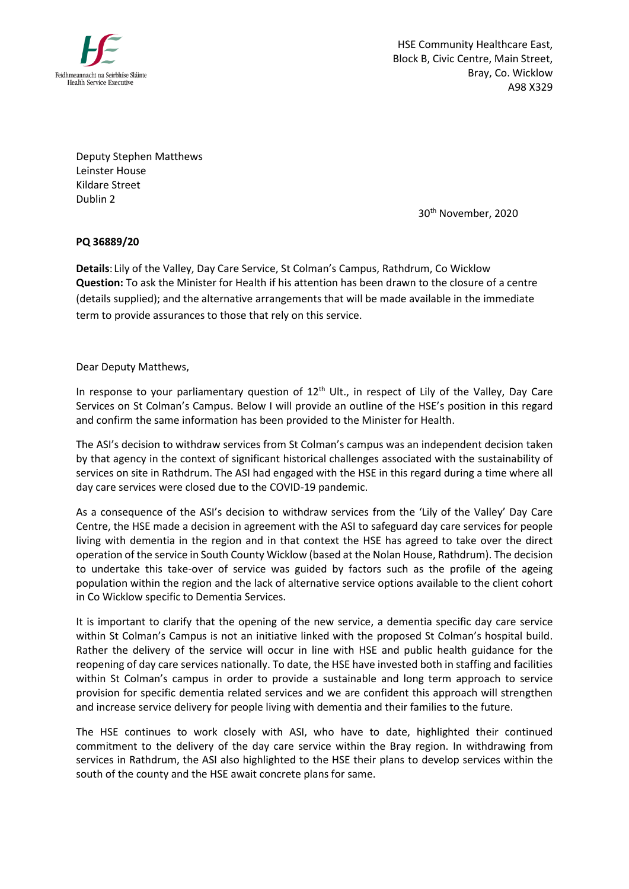Feidhmeannacht na Seirbhíse Sláinte
Health Service Executive

HSE Community Healthcare East,
Block B, Civic Centre, Main Street,
Bray, Co. Wicklow
A98 X329

Deputy Stephen Matthews
Leinster House
Kildare Street
Dublin 2

30th November, 2020

**PQ 36889/20**

**Details**: Lily of the Valley, Day Care Service, St Colman's Campus, Rathdrum, Co Wicklow
**Question:** To ask the Minister for Health if his attention has been drawn to the closure of a centre (details supplied); and the alternative arrangements that will be made available in the immediate term to provide assurances to those that rely on this service.

Dear Deputy Matthews,

In response to your parliamentary question of 12th Ult., in respect of Lily of the Valley, Day Care Services on St Colman's Campus. Below I will provide an outline of the HSE's position in this regard and confirm the same information has been provided to the Minister for Health.

The ASI's decision to withdraw services from St Colman's campus was an independent decision taken by that agency in the context of significant historical challenges associated with the sustainability of services on site in Rathdrum. The ASI had engaged with the HSE in this regard during a time where all day care services were closed due to the COVID-19 pandemic.

As a consequence of the ASI's decision to withdraw services from the 'Lily of the Valley' Day Care Centre, the HSE made a decision in agreement with the ASI to safeguard day care services for people living with dementia in the region and in that context the HSE has agreed to take over the direct operation of the service in South County Wicklow (based at the Nolan House, Rathdrum). The decision to undertake this take-over of service was guided by factors such as the profile of the ageing population within the region and the lack of alternative service options available to the client cohort in Co Wicklow specific to Dementia Services.

It is important to clarify that the opening of the new service, a dementia specific day care service within St Colman's Campus is not an initiative linked with the proposed St Colman's hospital build. Rather the delivery of the service will occur in line with HSE and public health guidance for the reopening of day care services nationally. To date, the HSE have invested both in staffing and facilities within St Colman's campus in order to provide a sustainable and long term approach to service provision for specific dementia related services and we are confident this approach will strengthen and increase service delivery for people living with dementia and their families to the future.

The HSE continues to work closely with ASI, who have to date, highlighted their continued commitment to the delivery of the day care service within the Bray region. In withdrawing from services in Rathdrum, the ASI also highlighted to the HSE their plans to develop services within the south of the county and the HSE await concrete plans for same.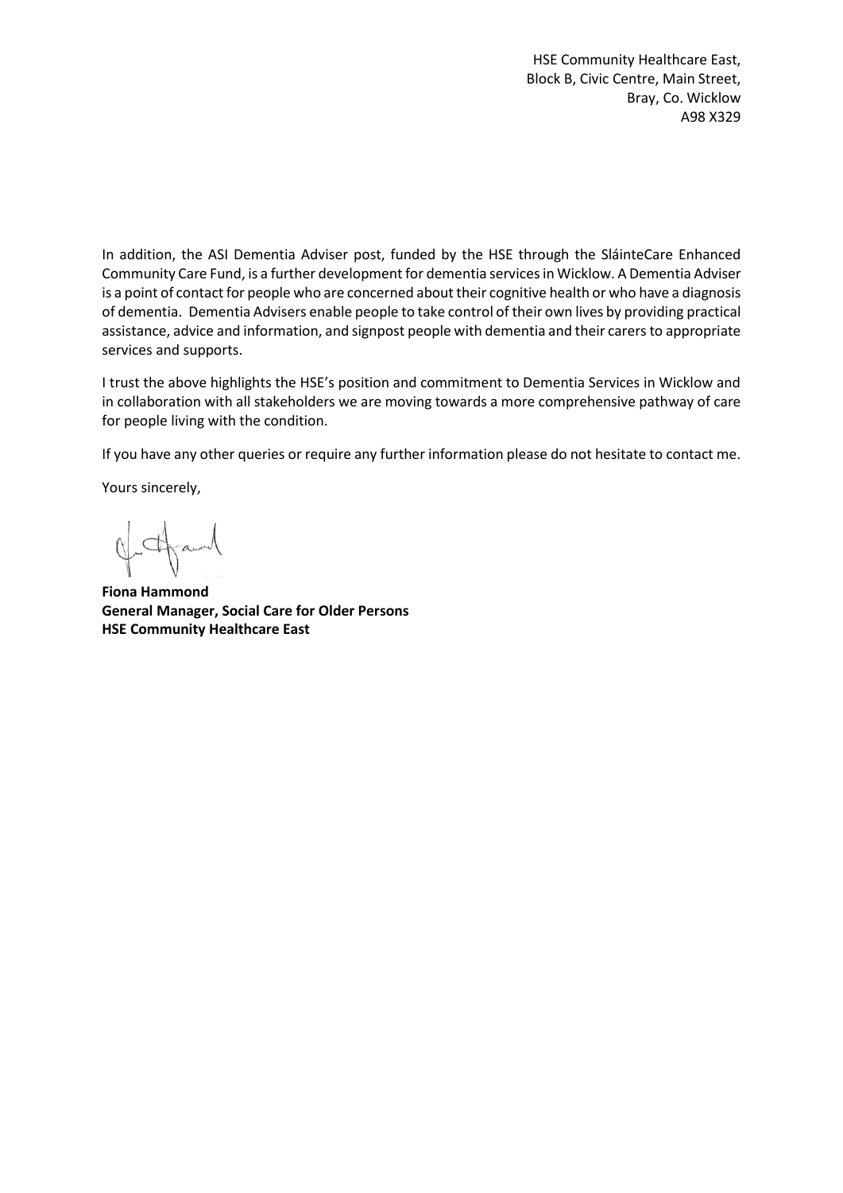HSE Community Healthcare East,
Block B, Civic Centre, Main Street,
Bray, Co. Wicklow
A98 X329

In addition, the ASI Dementia Adviser post, funded by the HSE through the SláinteCare Enhanced Community Care Fund, is a further development for dementia services in Wicklow. A Dementia Adviser is a point of contact for people who are concerned about their cognitive health or who have a diagnosis of dementia. Dementia Advisers enable people to take control of their own lives by providing practical assistance, advice and information, and signpost people with dementia and their carers to appropriate services and supports.

I trust the above highlights the HSE's position and commitment to Dementia Services in Wicklow and in collaboration with all stakeholders we are moving towards a more comprehensive pathway of care for people living with the condition.

If you have any other queries or require any further information please do not hesitate to contact me.

Yours sincerely,

**Fiona Hammond**
**General Manager, Social Care for Older Persons**
**HSE Community Healthcare East**